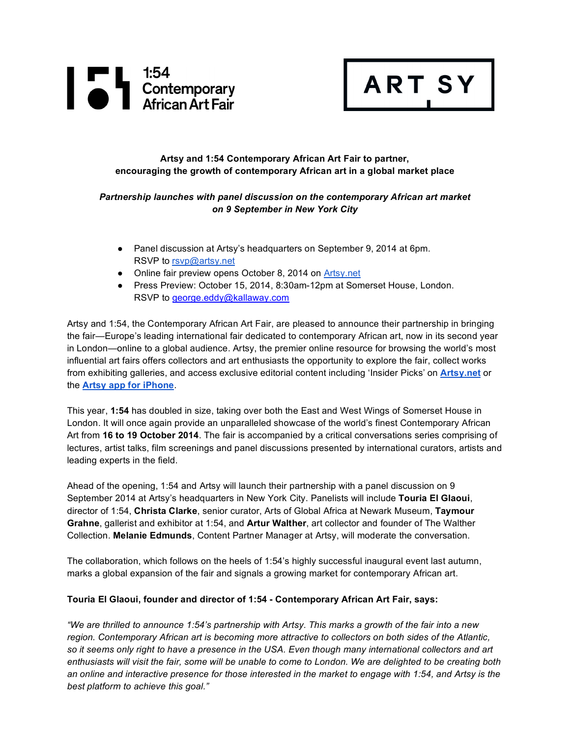1:54 Contemporary African Art Fair

ARTSY

**Artsy and 1:54 Contemporary African Art Fair to partner, encouraging the growth of contemporary African art in a global market place**

***Partnership launches with panel discussion on the contemporary African art market on 9 September in New York City***

- Panel discussion at Artsy's headquarters on September 9, 2014 at 6pm. RSVP to rsvp@artsy.net
- Online fair preview opens October 8, 2014 on Artsy.net
- Press Preview: October 15, 2014, 8:30am-12pm at Somerset House, London. RSVP to george.eddy@kallaway.com

Artsy and 1:54, the Contemporary African Art Fair, are pleased to announce their partnership in bringing the fair—Europe's leading international fair dedicated to contemporary African art, now in its second year in London—online to a global audience. Artsy, the premier online resource for browsing the world's most influential art fairs offers collectors and art enthusiasts the opportunity to explore the fair, collect works from exhibiting galleries, and access exclusive editorial content including 'Insider Picks' on **Artsy.net** or the **Artsy app for iPhone**.

This year, **1:54** has doubled in size, taking over both the East and West Wings of Somerset House in London. It will once again provide an unparalleled showcase of the world's finest Contemporary African Art from **16 to 19 October 2014**. The fair is accompanied by a critical conversations series comprising of lectures, artist talks, film screenings and panel discussions presented by international curators, artists and leading experts in the field.

Ahead of the opening, 1:54 and Artsy will launch their partnership with a panel discussion on 9 September 2014 at Artsy's headquarters in New York City. Panelists will include **Touria El Glaoui**, director of 1:54, **Christa Clarke**, senior curator, Arts of Global Africa at Newark Museum, **Taymour Grahne**, gallerist and exhibitor at 1:54, and **Artur Walther**, art collector and founder of The Walther Collection. **Melanie Edmunds**, Content Partner Manager at Artsy, will moderate the conversation.

The collaboration, which follows on the heels of 1:54's highly successful inaugural event last autumn, marks a global expansion of the fair and signals a growing market for contemporary African art.

**Touria El Glaoui, founder and director of 1:54 - Contemporary African Art Fair, says:**

*"We are thrilled to announce 1:54's partnership with Artsy. This marks a growth of the fair into a new region. Contemporary African art is becoming more attractive to collectors on both sides of the Atlantic, so it seems only right to have a presence in the USA. Even though many international collectors and art enthusiasts will visit the fair, some will be unable to come to London. We are delighted to be creating both an online and interactive presence for those interested in the market to engage with 1:54, and Artsy is the best platform to achieve this goal."*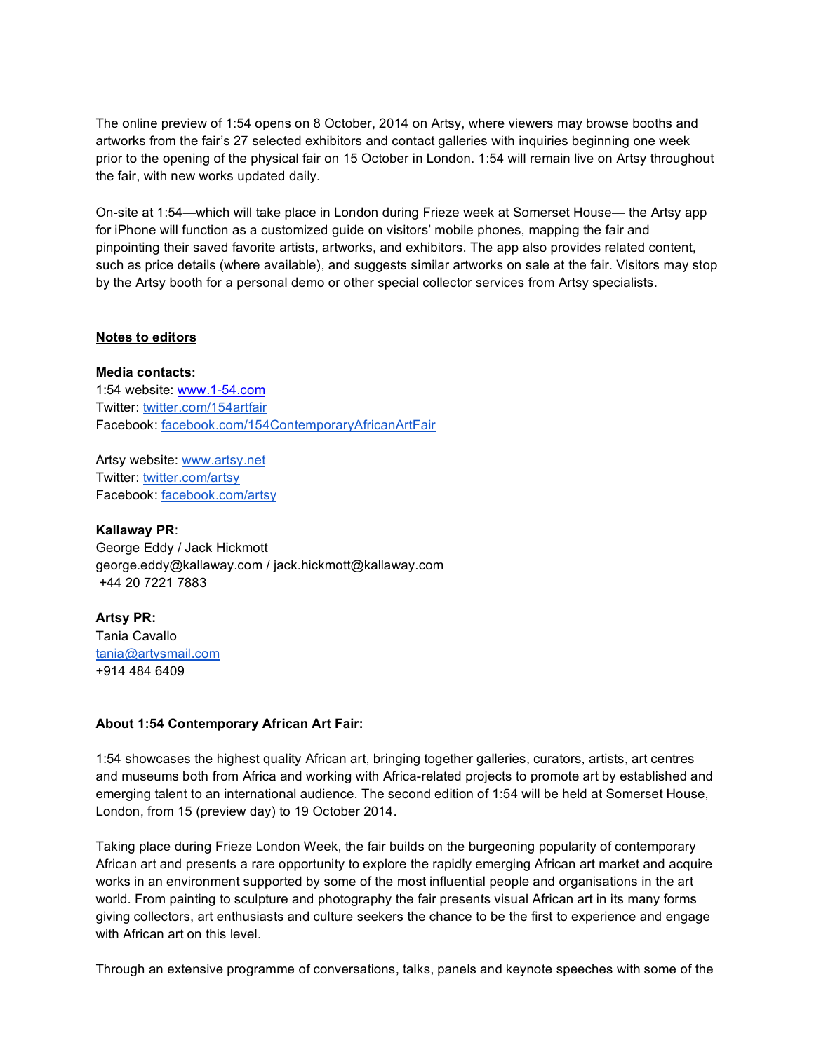The online preview of 1:54 opens on 8 October, 2014 on Artsy, where viewers may browse booths and artworks from the fair's 27 selected exhibitors and contact galleries with inquiries beginning one week prior to the opening of the physical fair on 15 October in London. 1:54 will remain live on Artsy throughout the fair, with new works updated daily.

On-site at 1:54—which will take place in London during Frieze week at Somerset House— the Artsy app for iPhone will function as a customized guide on visitors' mobile phones, mapping the fair and pinpointing their saved favorite artists, artworks, and exhibitors. The app also provides related content, such as price details (where available), and suggests similar artworks on sale at the fair. Visitors may stop by the Artsy booth for a personal demo or other special collector services from Artsy specialists.

## Notes to editors

**Media contacts:**
1:54 website: [www.1-54.com](http://www.1-54.com)
Twitter: [twitter.com/154artfair](http://twitter.com/154artfair)
Facebook: [facebook.com/154ContemporaryAfricanArtFair](http://facebook.com/154ContemporaryAfricanArtFair)

Artsy website: [www.artsy.net](http://www.artsy.net)
Twitter: [twitter.com/artsy](http://twitter.com/artsy)
Facebook: [facebook.com/artsy](http://facebook.com/artsy)

**Kallaway PR**:
George Eddy / Jack Hickmott
george.eddy@kallaway.com / jack.hickmott@kallaway.com
+44 20 7221 7883

**Artsy PR:**
Tania Cavallo
[tania@artsymail.com](mailto:tania@artsymail.com)
+914 484 6409

**About 1:54 Contemporary African Art Fair:**

1:54 showcases the highest quality African art, bringing together galleries, curators, artists, art centres and museums both from Africa and working with Africa-related projects to promote art by established and emerging talent to an international audience. The second edition of 1:54 will be held at Somerset House, London, from 15 (preview day) to 19 October 2014.

Taking place during Frieze London Week, the fair builds on the burgeoning popularity of contemporary African art and presents a rare opportunity to explore the rapidly emerging African art market and acquire works in an environment supported by some of the most influential people and organisations in the art world. From painting to sculpture and photography the fair presents visual African art in its many forms giving collectors, art enthusiasts and culture seekers the chance to be the first to experience and engage with African art on this level.

Through an extensive programme of conversations, talks, panels and keynote speeches with some of the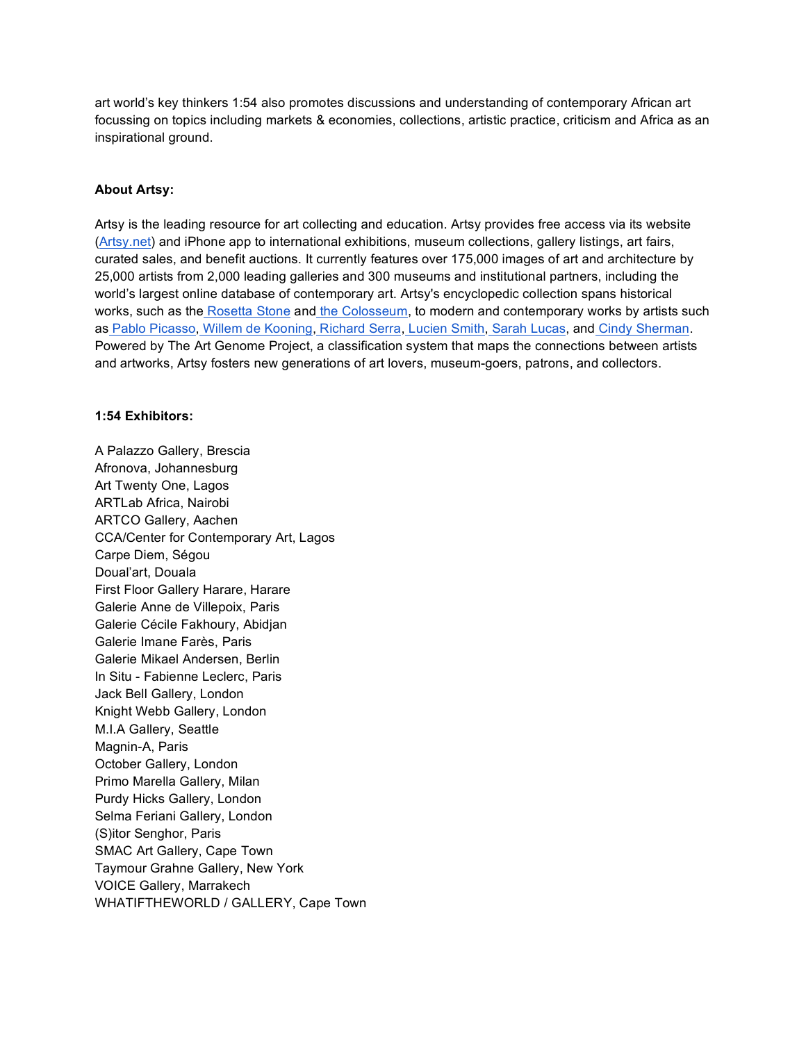art world's key thinkers 1:54 also promotes discussions and understanding of contemporary African art focussing on topics including markets & economies, collections, artistic practice, criticism and Africa as an inspirational ground.

**About Artsy:**

Artsy is the leading resource for art collecting and education. Artsy provides free access via its website (Artsy.net) and iPhone app to international exhibitions, museum collections, gallery listings, art fairs, curated sales, and benefit auctions. It currently features over 175,000 images of art and architecture by 25,000 artists from 2,000 leading galleries and 300 museums and institutional partners, including the world's largest online database of contemporary art. Artsy's encyclopedic collection spans historical works, such as the Rosetta Stone and the Colosseum, to modern and contemporary works by artists such as Pablo Picasso, Willem de Kooning, Richard Serra, Lucien Smith, Sarah Lucas, and Cindy Sherman. Powered by The Art Genome Project, a classification system that maps the connections between artists and artworks, Artsy fosters new generations of art lovers, museum-goers, patrons, and collectors.

**1:54 Exhibitors:**

A Palazzo Gallery, Brescia
Afronova, Johannesburg
Art Twenty One, Lagos
ARTLab Africa, Nairobi
ARTCO Gallery, Aachen
CCA/Center for Contemporary Art, Lagos
Carpe Diem, Ségou
Doual'art, Douala
First Floor Gallery Harare, Harare
Galerie Anne de Villepoix, Paris
Galerie Cécile Fakhoury, Abidjan
Galerie Imane Farès, Paris
Galerie Mikael Andersen, Berlin
In Situ - Fabienne Leclerc, Paris
Jack Bell Gallery, London
Knight Webb Gallery, London
M.I.A Gallery, Seattle
Magnin-A, Paris
October Gallery, London
Primo Marella Gallery, Milan
Purdy Hicks Gallery, London
Selma Feriani Gallery, London
(S)itor Senghor, Paris
SMAC Art Gallery, Cape Town
Taymour Grahne Gallery, New York
VOICE Gallery, Marrakech
WHATIFTHEWORLD / GALLERY, Cape Town